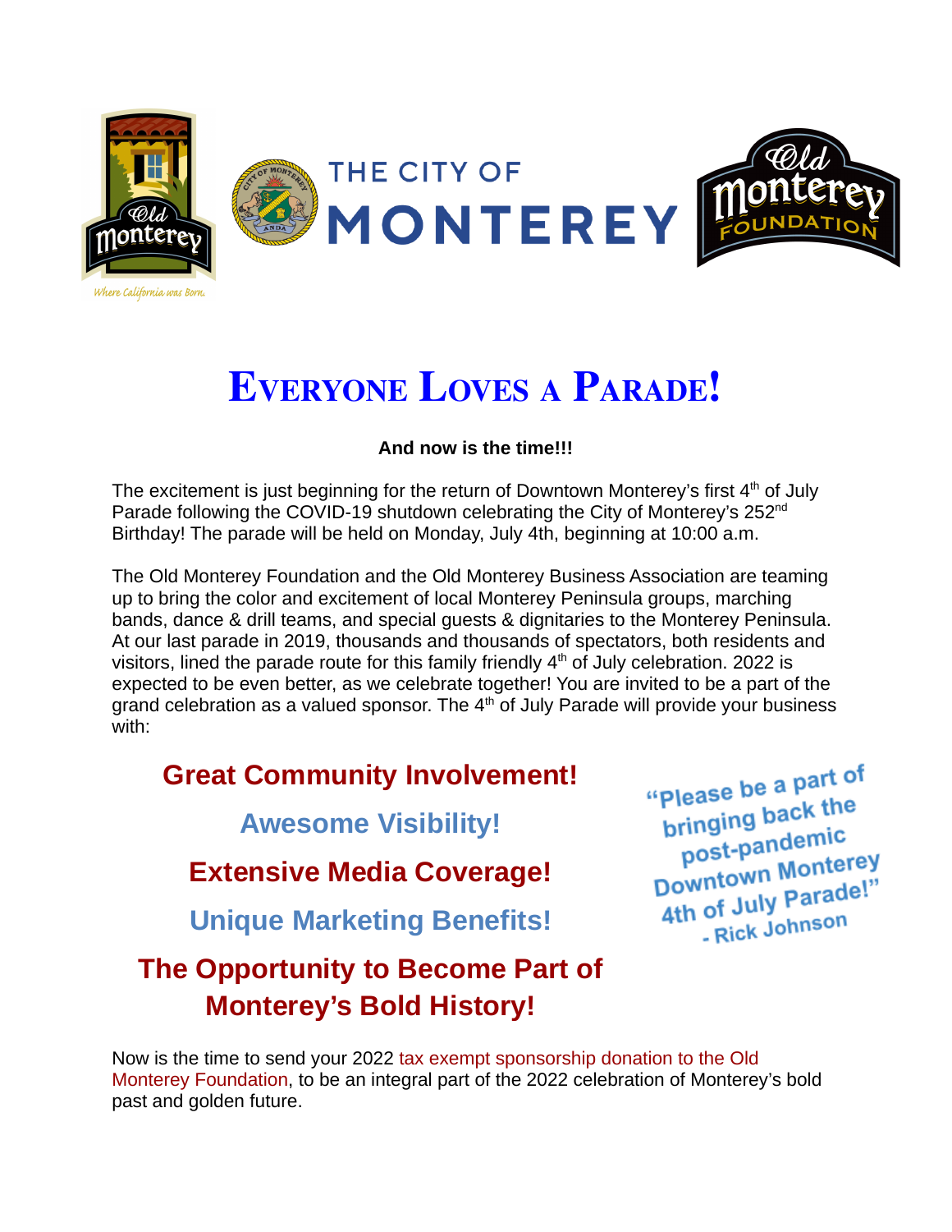THE CITY OF MONTEREY

# Everyone Loves a Parade!

**And now is the time!!!**

The excitement is just beginning for the return of Downtown Monterey's first 4th of July Parade following the COVID-19 shutdown celebrating the City of Monterey's 252nd Birthday! The parade will be held on Monday, July 4th, beginning at 10:00 a.m.

The Old Monterey Foundation and the Old Monterey Business Association are teaming up to bring the color and excitement of local Monterey Peninsula groups, marching bands, dance & drill teams, and special guests & dignitaries to the Monterey Peninsula. At our last parade in 2019, thousands and thousands of spectators, both residents and visitors, lined the parade route for this family friendly 4th of July celebration. 2022 is expected to be even better, as we celebrate together! You are invited to be a part of the grand celebration as a valued sponsor. The 4th of July Parade will provide your business with:

**Great Community Involvement!**

**Awesome Visibility!**

**Extensive Media Coverage!**

**Unique Marketing Benefits!**

**The Opportunity to Become Part of Monterey's Bold History!**

"Please be a part of bringing back the post-pandemic Downtown Monterey 4th of July Parade!"
- Rick Johnson

Now is the time to send your 2022 tax exempt sponsorship donation to the Old Monterey Foundation, to be an integral part of the 2022 celebration of Monterey's bold past and golden future.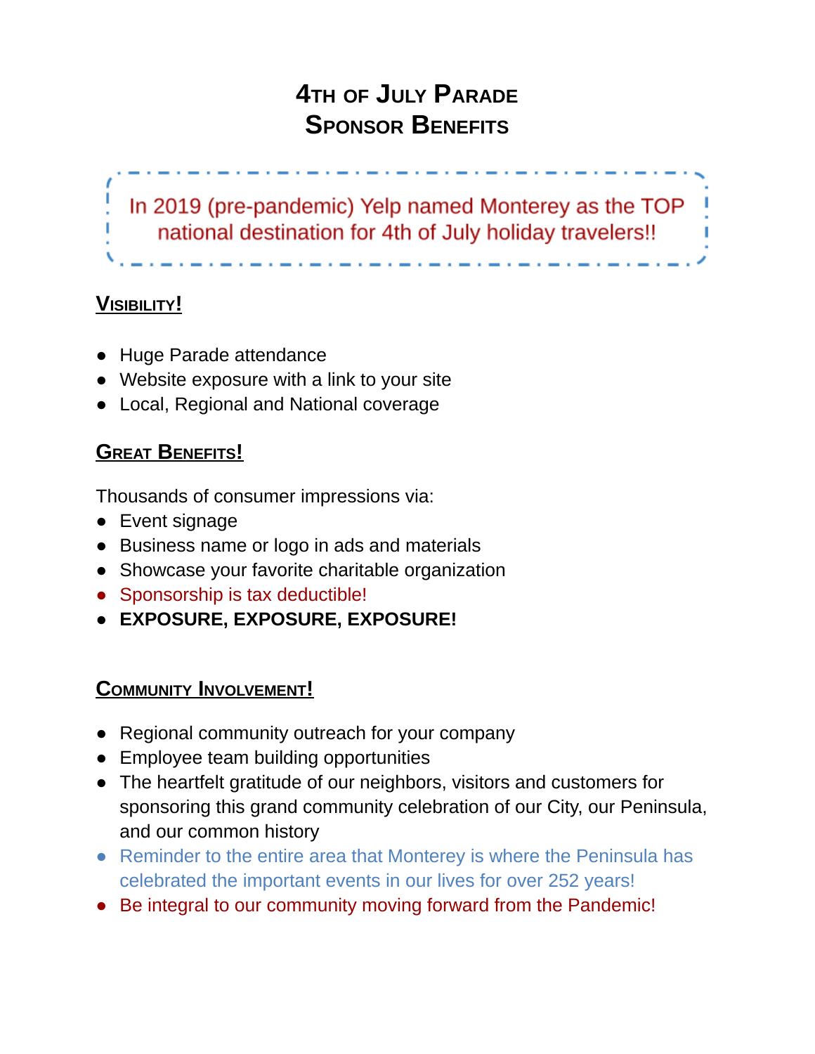# 4th of July Parade
# Sponsor Benefits

In 2019 (pre-pandemic) Yelp named Monterey as the TOP national destination for 4th of July holiday travelers!!

## Visibility!

- Huge Parade attendance
- Website exposure with a link to your site
- Local, Regional and National coverage

## Great Benefits!

Thousands of consumer impressions via:

- Event signage
- Business name or logo in ads and materials
- Showcase your favorite charitable organization
- Sponsorship is tax deductible!
- **EXPOSURE, EXPOSURE, EXPOSURE!**

## Community Involvement!

- Regional community outreach for your company
- Employee team building opportunities
- The heartfelt gratitude of our neighbors, visitors and customers for sponsoring this grand community celebration of our City, our Peninsula, and our common history
- Reminder to the entire area that Monterey is where the Peninsula has celebrated the important events in our lives for over 252 years!
- Be integral to our community moving forward from the Pandemic!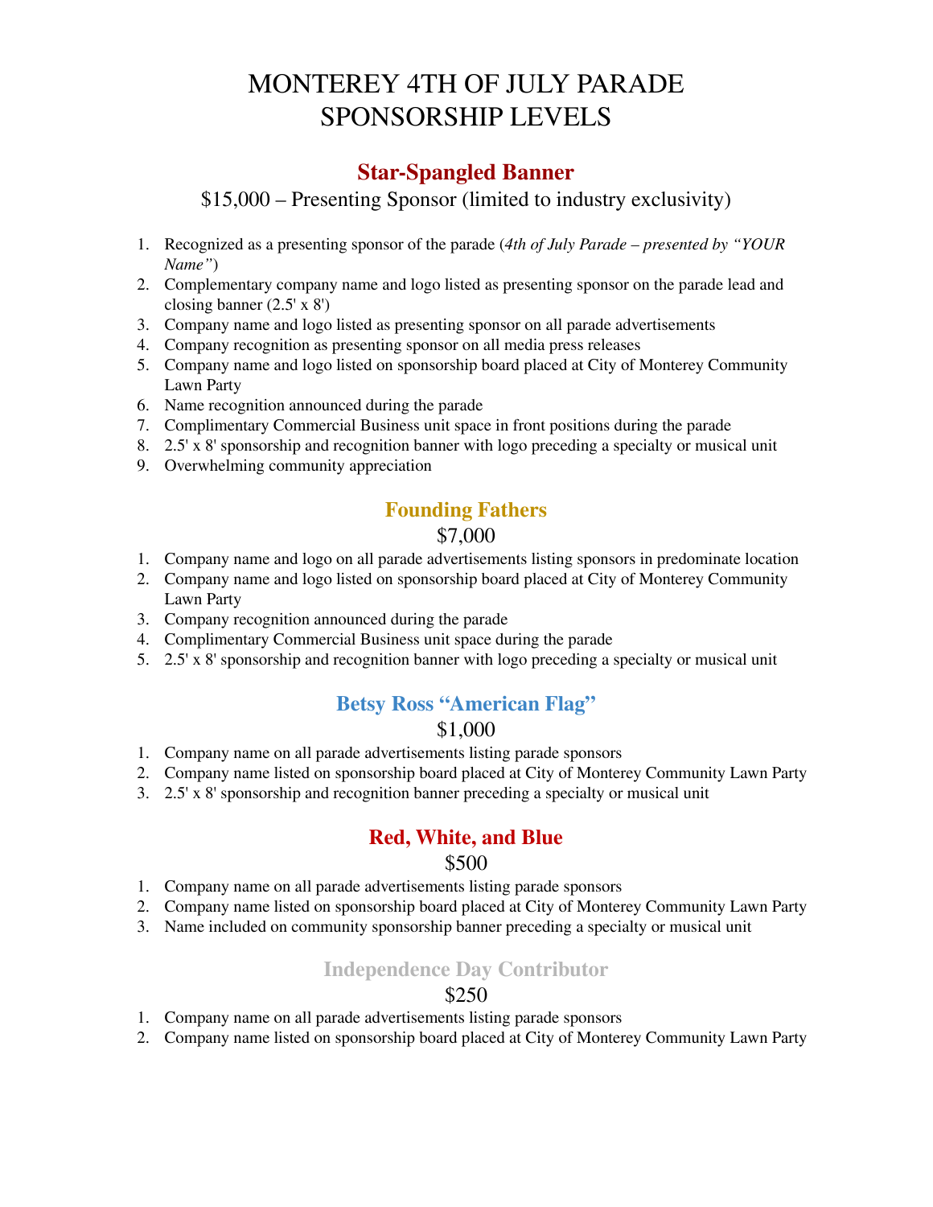# MONTEREY 4TH OF JULY PARADE SPONSORSHIP LEVELS

## Star-Spangled Banner

$15,000 – Presenting Sponsor (limited to industry exclusivity)

1. Recognized as a presenting sponsor of the parade (*4th of July Parade – presented by "YOUR Name"*)
2. Complementary company name and logo listed as presenting sponsor on the parade lead and closing banner (2.5' x 8')
3. Company name and logo listed as presenting sponsor on all parade advertisements
4. Company recognition as presenting sponsor on all media press releases
5. Company name and logo listed on sponsorship board placed at City of Monterey Community Lawn Party
6. Name recognition announced during the parade
7. Complimentary Commercial Business unit space in front positions during the parade
8. 2.5' x 8' sponsorship and recognition banner with logo preceding a specialty or musical unit
9. Overwhelming community appreciation

## Founding Fathers

$7,000

1. Company name and logo on all parade advertisements listing sponsors in predominate location
2. Company name and logo listed on sponsorship board placed at City of Monterey Community Lawn Party
3. Company recognition announced during the parade
4. Complimentary Commercial Business unit space during the parade
5. 2.5' x 8' sponsorship and recognition banner with logo preceding a specialty or musical unit

## Betsy Ross "American Flag"

$1,000

1. Company name on all parade advertisements listing parade sponsors
2. Company name listed on sponsorship board placed at City of Monterey Community Lawn Party
3. 2.5' x 8' sponsorship and recognition banner preceding a specialty or musical unit

## Red, White, and Blue

$500

1. Company name on all parade advertisements listing parade sponsors
2. Company name listed on sponsorship board placed at City of Monterey Community Lawn Party
3. Name included on community sponsorship banner preceding a specialty or musical unit

## Independence Day Contributor

$250

1. Company name on all parade advertisements listing parade sponsors
2. Company name listed on sponsorship board placed at City of Monterey Community Lawn Party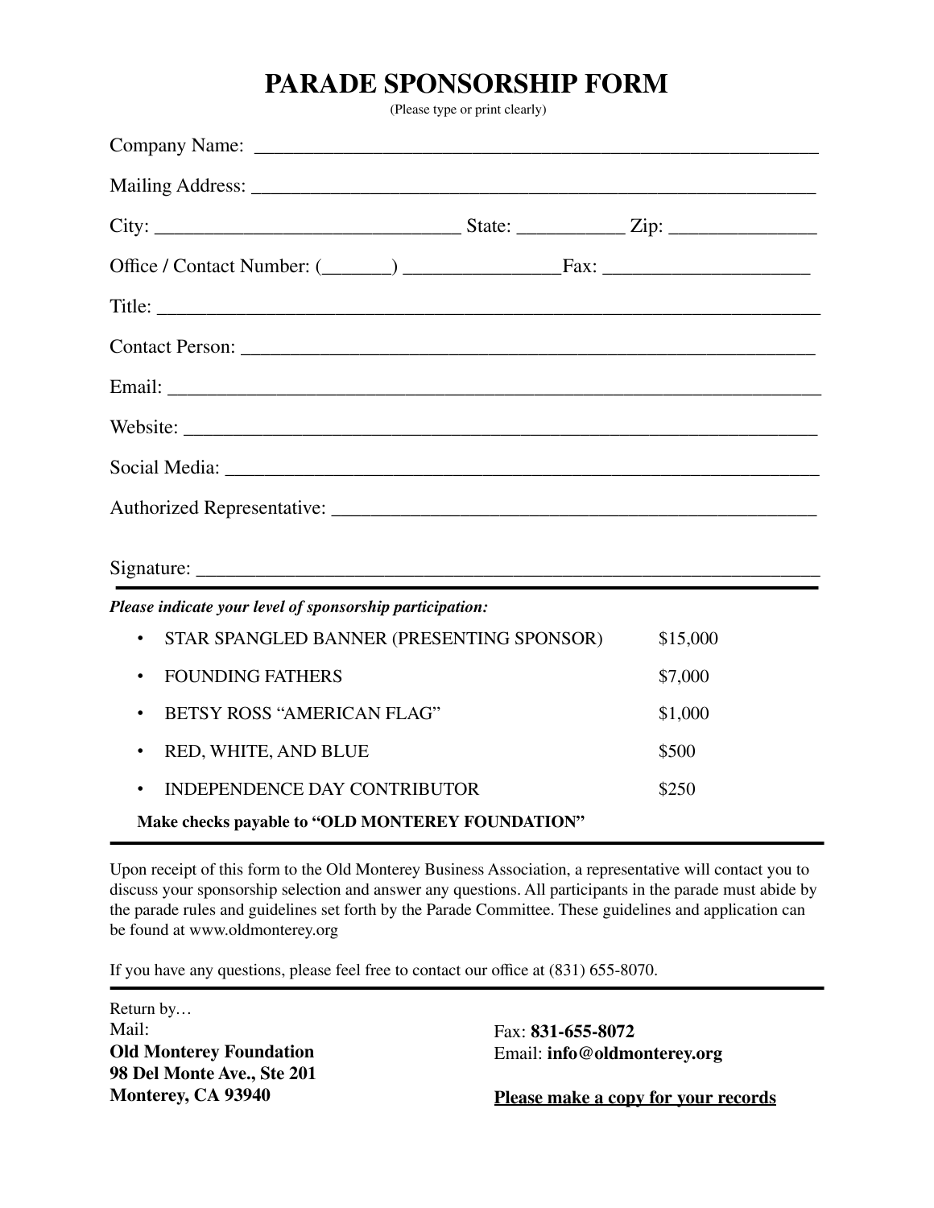# PARADE SPONSORSHIP FORM

(Please type or print clearly)

Company Name: ______________________________________________________

Mailing Address: _____________________________________________________

City: ______________________________ State: __________ Zip: ______________

Office / Contact Number: (_______) _______________Fax: ____________________

Title: ________________________________________________________________

Contact Person: ______________________________________________________

Email: _______________________________________________________________

Website: _____________________________________________________________

Social Media: _________________________________________________________

Authorized Representative: _____________________________________________

Signature: ____________________________________________________________

---

***Please indicate your level of sponsorship participation:***

| | |
|---|---|
| • STAR SPANGLED BANNER (PRESENTING SPONSOR) | $15,000 |
| • FOUNDING FATHERS | $7,000 |
| • BETSY ROSS "AMERICAN FLAG" | $1,000 |
| • RED, WHITE, AND BLUE | $500 |
| • INDEPENDENCE DAY CONTRIBUTOR | $250 |

**Make checks payable to "OLD MONTEREY FOUNDATION"**

---

Upon receipt of this form to the Old Monterey Business Association, a representative will contact you to discuss your sponsorship selection and answer any questions. All participants in the parade must abide by the parade rules and guidelines set forth by the Parade Committee. These guidelines and application can be found at www.oldmonterey.org

If you have any questions, please feel free to contact our office at (831) 655-8070.

---

Return by…

Mail:
**Old Monterey Foundation**
**98 Del Monte Ave., Ste 201**
**Monterey, CA 93940**

Fax: **831-655-8072**
Email: **info@oldmonterey.org**

**Please make a copy for your records**